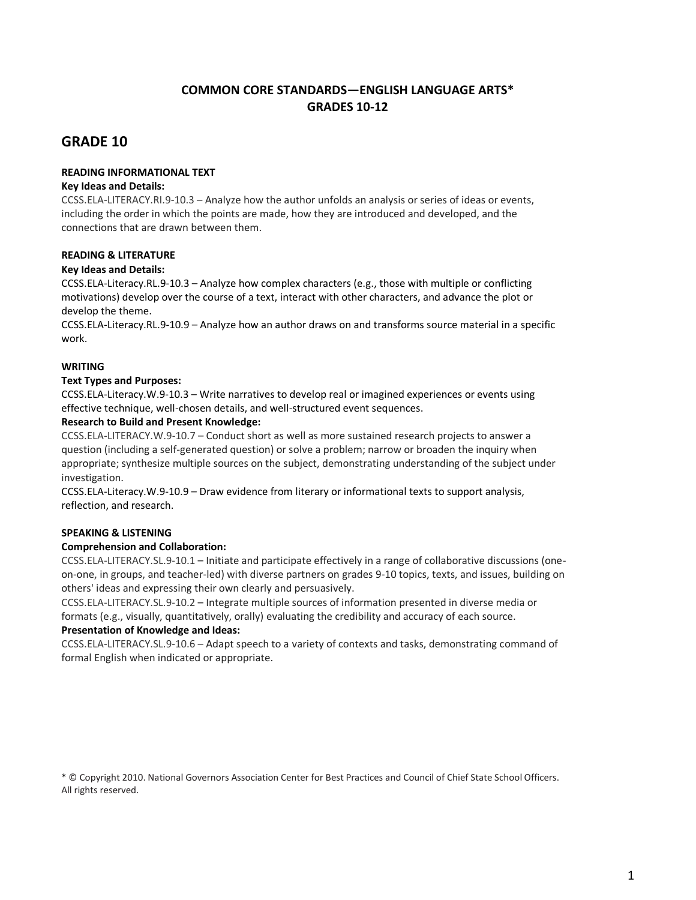# COMMON CORE STANDARDS—ENGLISH LANGUAGE ARTS*
# GRADES 10-12

## GRADE 10

**READING INFORMATIONAL TEXT**

**Key Ideas and Details:**

CCSS.ELA-LITERACY.RI.9-10.3 – Analyze how the author unfolds an analysis or series of ideas or events, including the order in which the points are made, how they are introduced and developed, and the connections that are drawn between them.

**READING & LITERATURE**

**Key Ideas and Details:**

CCSS.ELA-Literacy.RL.9-10.3 – Analyze how complex characters (e.g., those with multiple or conflicting motivations) develop over the course of a text, interact with other characters, and advance the plot or develop the theme.

CCSS.ELA-Literacy.RL.9-10.9 – Analyze how an author draws on and transforms source material in a specific work.

**WRITING**

**Text Types and Purposes:**

CCSS.ELA-Literacy.W.9-10.3 – Write narratives to develop real or imagined experiences or events using effective technique, well-chosen details, and well-structured event sequences.

**Research to Build and Present Knowledge:**

CCSS.ELA-LITERACY.W.9-10.7 – Conduct short as well as more sustained research projects to answer a question (including a self-generated question) or solve a problem; narrow or broaden the inquiry when appropriate; synthesize multiple sources on the subject, demonstrating understanding of the subject under investigation.

CCSS.ELA-Literacy.W.9-10.9 – Draw evidence from literary or informational texts to support analysis, reflection, and research.

**SPEAKING & LISTENING**

**Comprehension and Collaboration:**

CCSS.ELA-LITERACY.SL.9-10.1 – Initiate and participate effectively in a range of collaborative discussions (one-on-one, in groups, and teacher-led) with diverse partners on grades 9-10 topics, texts, and issues, building on others' ideas and expressing their own clearly and persuasively.

CCSS.ELA-LITERACY.SL.9-10.2 – Integrate multiple sources of information presented in diverse media or formats (e.g., visually, quantitatively, orally) evaluating the credibility and accuracy of each source.

**Presentation of Knowledge and Ideas:**

CCSS.ELA-LITERACY.SL.9-10.6 – Adapt speech to a variety of contexts and tasks, demonstrating command of formal English when indicated or appropriate.

* © Copyright 2010. National Governors Association Center for Best Practices and Council of Chief State School Officers. All rights reserved.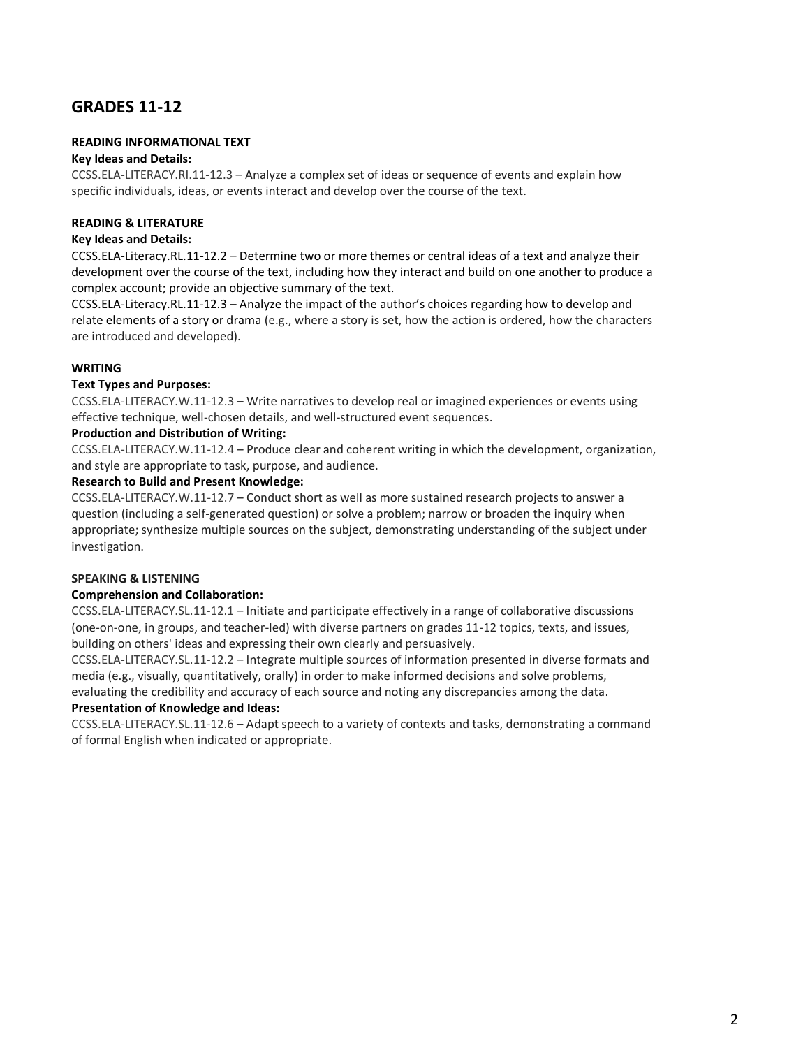# GRADES 11-12

**READING INFORMATIONAL TEXT**

**Key Ideas and Details:**

CCSS.ELA-LITERACY.RI.11-12.3 – Analyze a complex set of ideas or sequence of events and explain how specific individuals, ideas, or events interact and develop over the course of the text.

**READING & LITERATURE**

**Key Ideas and Details:**

CCSS.ELA-Literacy.RL.11-12.2 – Determine two or more themes or central ideas of a text and analyze their development over the course of the text, including how they interact and build on one another to produce a complex account; provide an objective summary of the text.

CCSS.ELA-Literacy.RL.11-12.3 – Analyze the impact of the author's choices regarding how to develop and relate elements of a story or drama (e.g., where a story is set, how the action is ordered, how the characters are introduced and developed).

**WRITING**

**Text Types and Purposes:**

CCSS.ELA-LITERACY.W.11-12.3 – Write narratives to develop real or imagined experiences or events using effective technique, well-chosen details, and well-structured event sequences.

**Production and Distribution of Writing:**

CCSS.ELA-LITERACY.W.11-12.4 – Produce clear and coherent writing in which the development, organization, and style are appropriate to task, purpose, and audience.

**Research to Build and Present Knowledge:**

CCSS.ELA-LITERACY.W.11-12.7 – Conduct short as well as more sustained research projects to answer a question (including a self-generated question) or solve a problem; narrow or broaden the inquiry when appropriate; synthesize multiple sources on the subject, demonstrating understanding of the subject under investigation.

**SPEAKING & LISTENING**

**Comprehension and Collaboration:**

CCSS.ELA-LITERACY.SL.11-12.1 – Initiate and participate effectively in a range of collaborative discussions (one-on-one, in groups, and teacher-led) with diverse partners on grades 11-12 topics, texts, and issues, building on others' ideas and expressing their own clearly and persuasively.

CCSS.ELA-LITERACY.SL.11-12.2 – Integrate multiple sources of information presented in diverse formats and media (e.g., visually, quantitatively, orally) in order to make informed decisions and solve problems, evaluating the credibility and accuracy of each source and noting any discrepancies among the data.

**Presentation of Knowledge and Ideas:**

CCSS.ELA-LITERACY.SL.11-12.6 – Adapt speech to a variety of contexts and tasks, demonstrating a command of formal English when indicated or appropriate.